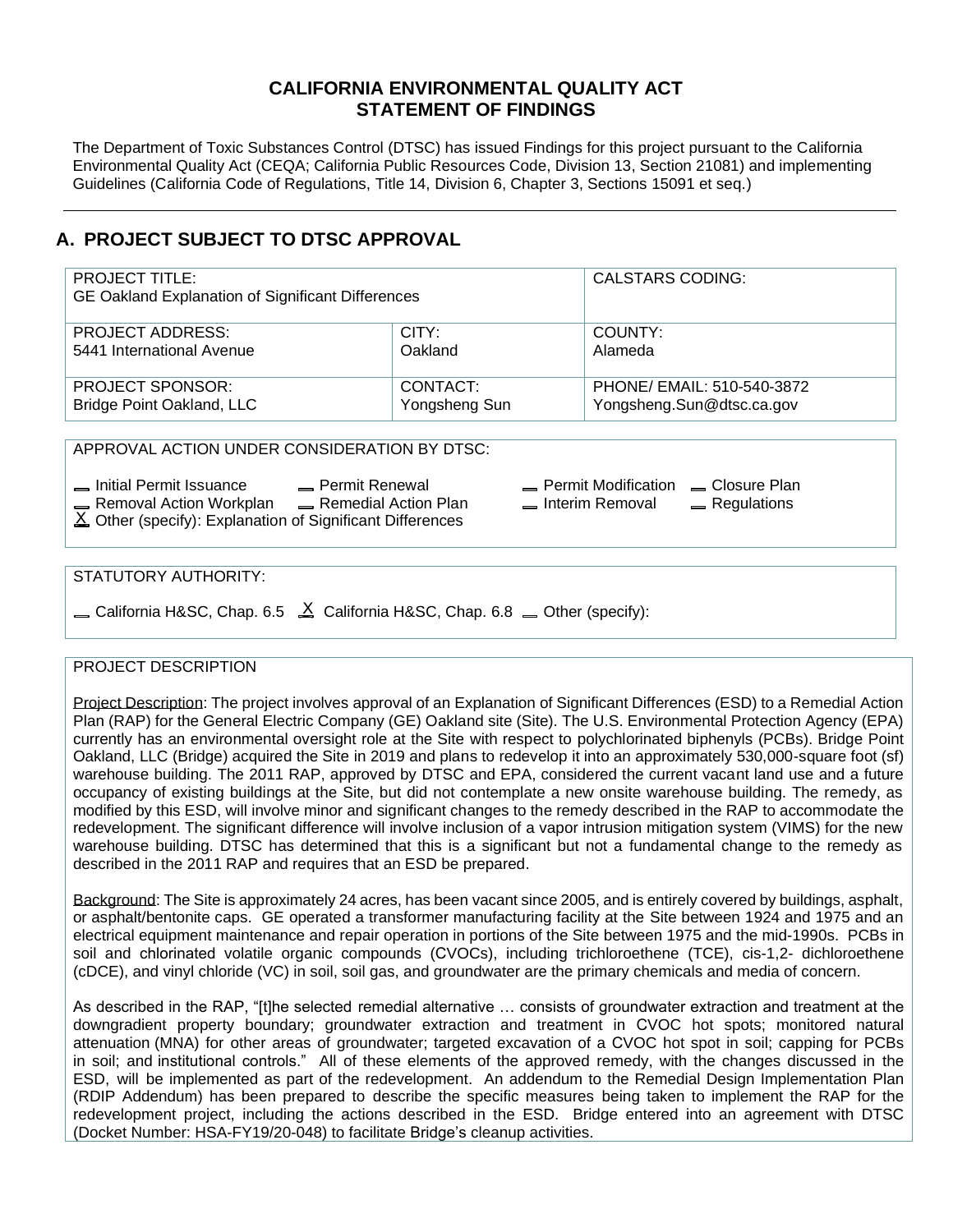# CALIFORNIA ENVIRONMENTAL QUALITY ACT
# STATEMENT OF FINDINGS

The Department of Toxic Substances Control (DTSC) has issued Findings for this project pursuant to the California Environmental Quality Act (CEQA; California Public Resources Code, Division 13, Section 21081) and implementing Guidelines (California Code of Regulations, Title 14, Division 6, Chapter 3, Sections 15091 et seq.)

---

## A. PROJECT SUBJECT TO DTSC APPROVAL

| PROJECT TITLE: GE Oakland Explanation of Significant Differences | | CALSTARS CODING: |
|---|---|---|
| PROJECT ADDRESS: 5441 International Avenue | CITY: Oakland | COUNTY: Alameda |
| PROJECT SPONSOR: Bridge Point Oakland, LLC | CONTACT: Yongsheng Sun | PHONE/ EMAIL: 510-540-3872 Yongsheng.Sun@dtsc.ca.gov |

APPROVAL ACTION UNDER CONSIDERATION BY DTSC:

- \_ Initial Permit Issuance
- \_ Permit Renewal
- \_ Permit Modification
- \_ Closure Plan
- \_ Removal Action Workplan
- \_ Remedial Action Plan
- \_ Interim Removal
- \_ Regulations
- X Other (specify): Explanation of Significant Differences

STATUTORY AUTHORITY:

- \_ California H&SC, Chap. 6.5
- X California H&SC, Chap. 6.8
- \_ Other (specify):

PROJECT DESCRIPTION

Project Description: The project involves approval of an Explanation of Significant Differences (ESD) to a Remedial Action Plan (RAP) for the General Electric Company (GE) Oakland site (Site). The U.S. Environmental Protection Agency (EPA) currently has an environmental oversight role at the Site with respect to polychlorinated biphenyls (PCBs). Bridge Point Oakland, LLC (Bridge) acquired the Site in 2019 and plans to redevelop it into an approximately 530,000-square foot (sf) warehouse building. The 2011 RAP, approved by DTSC and EPA, considered the current vacant land use and a future occupancy of existing buildings at the Site, but did not contemplate a new onsite warehouse building. The remedy, as modified by this ESD, will involve minor and significant changes to the remedy described in the RAP to accommodate the redevelopment. The significant difference will involve inclusion of a vapor intrusion mitigation system (VIMS) for the new warehouse building. DTSC has determined that this is a significant but not a fundamental change to the remedy as described in the 2011 RAP and requires that an ESD be prepared.

Background: The Site is approximately 24 acres, has been vacant since 2005, and is entirely covered by buildings, asphalt, or asphalt/bentonite caps. GE operated a transformer manufacturing facility at the Site between 1924 and 1975 and an electrical equipment maintenance and repair operation in portions of the Site between 1975 and the mid-1990s. PCBs in soil and chlorinated volatile organic compounds (CVOCs), including trichloroethene (TCE), cis-1,2- dichloroethene (cDCE), and vinyl chloride (VC) in soil, soil gas, and groundwater are the primary chemicals and media of concern.

As described in the RAP, "[t]he selected remedial alternative … consists of groundwater extraction and treatment at the downgradient property boundary; groundwater extraction and treatment in CVOC hot spots; monitored natural attenuation (MNA) for other areas of groundwater; targeted excavation of a CVOC hot spot in soil; capping for PCBs in soil; and institutional controls." All of these elements of the approved remedy, with the changes discussed in the ESD, will be implemented as part of the redevelopment. An addendum to the Remedial Design Implementation Plan (RDIP Addendum) has been prepared to describe the specific measures being taken to implement the RAP for the redevelopment project, including the actions described in the ESD. Bridge entered into an agreement with DTSC (Docket Number: HSA-FY19/20-048) to facilitate Bridge's cleanup activities.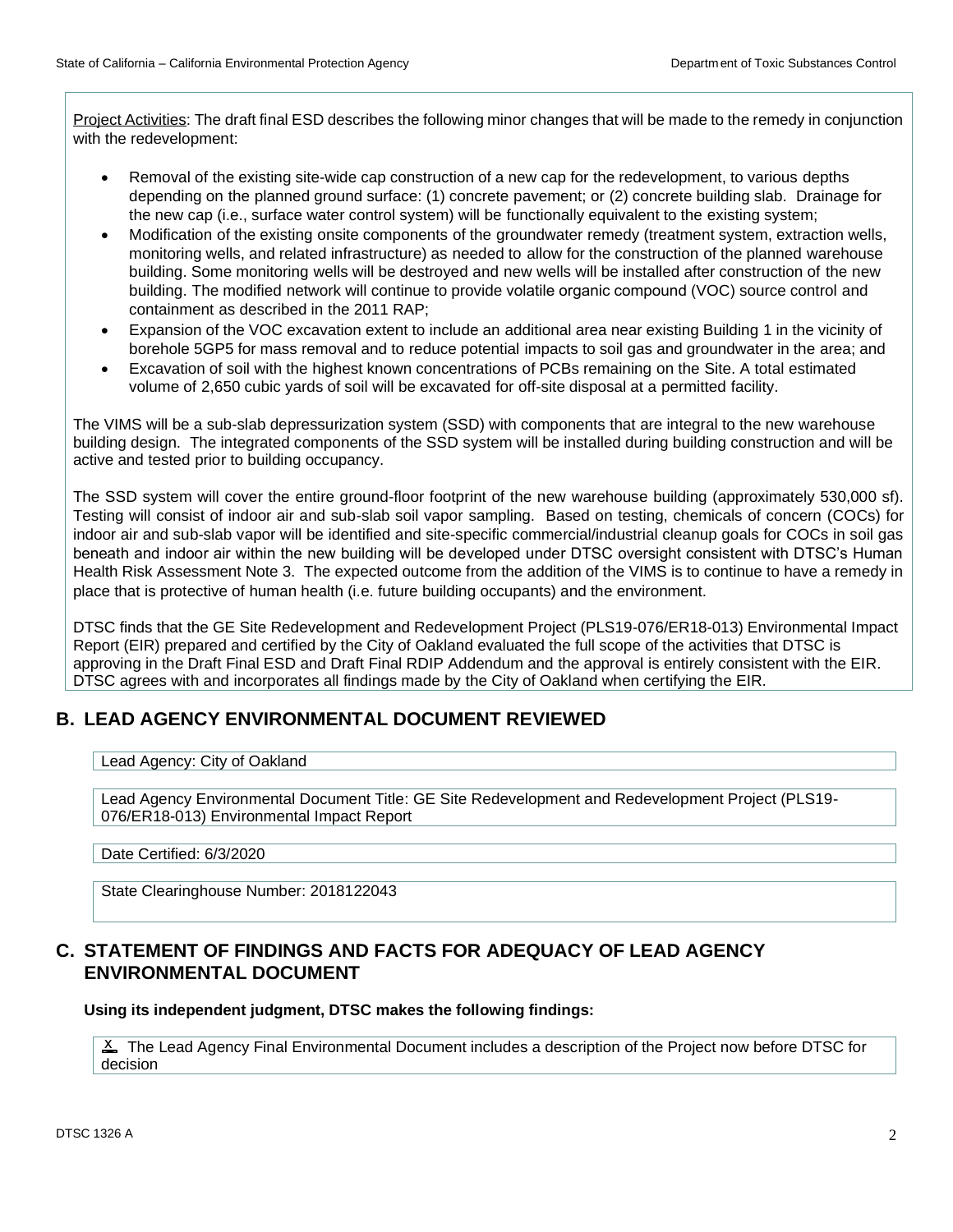Project Activities: The draft final ESD describes the following minor changes that will be made to the remedy in conjunction with the redevelopment:

- Removal of the existing site-wide cap construction of a new cap for the redevelopment, to various depths depending on the planned ground surface: (1) concrete pavement; or (2) concrete building slab. Drainage for the new cap (i.e., surface water control system) will be functionally equivalent to the existing system;
- Modification of the existing onsite components of the groundwater remedy (treatment system, extraction wells, monitoring wells, and related infrastructure) as needed to allow for the construction of the planned warehouse building. Some monitoring wells will be destroyed and new wells will be installed after construction of the new building. The modified network will continue to provide volatile organic compound (VOC) source control and containment as described in the 2011 RAP;
- Expansion of the VOC excavation extent to include an additional area near existing Building 1 in the vicinity of borehole 5GP5 for mass removal and to reduce potential impacts to soil gas and groundwater in the area; and
- Excavation of soil with the highest known concentrations of PCBs remaining on the Site. A total estimated volume of 2,650 cubic yards of soil will be excavated for off-site disposal at a permitted facility.

The VIMS will be a sub-slab depressurization system (SSD) with components that are integral to the new warehouse building design. The integrated components of the SSD system will be installed during building construction and will be active and tested prior to building occupancy.

The SSD system will cover the entire ground-floor footprint of the new warehouse building (approximately 530,000 sf). Testing will consist of indoor air and sub-slab soil vapor sampling. Based on testing, chemicals of concern (COCs) for indoor air and sub-slab vapor will be identified and site-specific commercial/industrial cleanup goals for COCs in soil gas beneath and indoor air within the new building will be developed under DTSC oversight consistent with DTSC's Human Health Risk Assessment Note 3. The expected outcome from the addition of the VIMS is to continue to have a remedy in place that is protective of human health (i.e. future building occupants) and the environment.

DTSC finds that the GE Site Redevelopment and Redevelopment Project (PLS19-076/ER18-013) Environmental Impact Report (EIR) prepared and certified by the City of Oakland evaluated the full scope of the activities that DTSC is approving in the Draft Final ESD and Draft Final RDIP Addendum and the approval is entirely consistent with the EIR. DTSC agrees with and incorporates all findings made by the City of Oakland when certifying the EIR.

## B. LEAD AGENCY ENVIRONMENTAL DOCUMENT REVIEWED

Lead Agency: City of Oakland

Lead Agency Environmental Document Title: GE Site Redevelopment and Redevelopment Project (PLS19-076/ER18-013) Environmental Impact Report

Date Certified: 6/3/2020

State Clearinghouse Number: 2018122043

## C. STATEMENT OF FINDINGS AND FACTS FOR ADEQUACY OF LEAD AGENCY ENVIRONMENTAL DOCUMENT

**Using its independent judgment, DTSC makes the following findings:**

X The Lead Agency Final Environmental Document includes a description of the Project now before DTSC for decision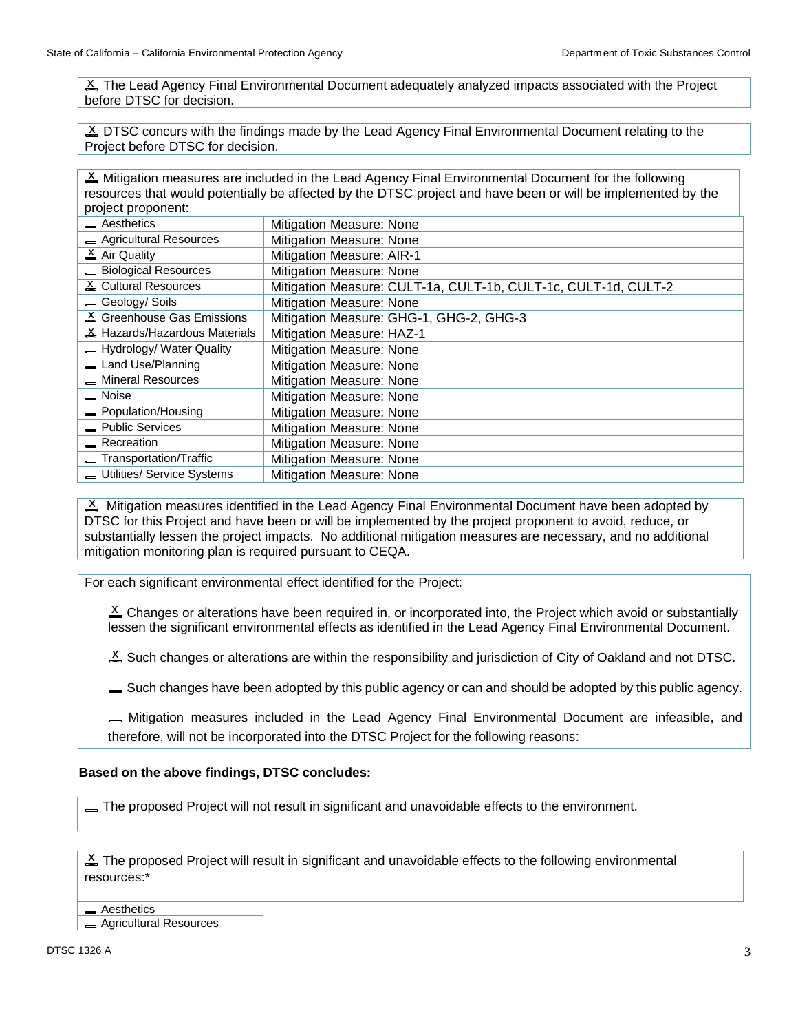X The Lead Agency Final Environmental Document adequately analyzed impacts associated with the Project before DTSC for decision.

X DTSC concurs with the findings made by the Lead Agency Final Environmental Document relating to the Project before DTSC for decision.

X Mitigation measures are included in the Lead Agency Final Environmental Document for the following resources that would potentially be affected by the DTSC project and have been or will be implemented by the project proponent:

| Resource | Mitigation Measure |
| --- | --- |
| _ Aesthetics | Mitigation Measure: None |
| _ Agricultural Resources | Mitigation Measure: None |
| X Air Quality | Mitigation Measure: AIR-1 |
| _ Biological Resources | Mitigation Measure: None |
| X Cultural Resources | Mitigation Measure: CULT-1a, CULT-1b, CULT-1c, CULT-1d, CULT-2 |
| _ Geology/ Soils | Mitigation Measure: None |
| X Greenhouse Gas Emissions | Mitigation Measure: GHG-1, GHG-2, GHG-3 |
| X Hazards/Hazardous Materials | Mitigation Measure: HAZ-1 |
| _ Hydrology/ Water Quality | Mitigation Measure: None |
| _ Land Use/Planning | Mitigation Measure: None |
| _ Mineral Resources | Mitigation Measure: None |
| _ Noise | Mitigation Measure: None |
| _ Population/Housing | Mitigation Measure: None |
| _ Public Services | Mitigation Measure: None |
| _ Recreation | Mitigation Measure: None |
| _ Transportation/Traffic | Mitigation Measure: None |
| _ Utilities/ Service Systems | Mitigation Measure: None |

X Mitigation measures identified in the Lead Agency Final Environmental Document have been adopted by DTSC for this Project and have been or will be implemented by the project proponent to avoid, reduce, or substantially lessen the project impacts. No additional mitigation measures are necessary, and no additional mitigation monitoring plan is required pursuant to CEQA.

For each significant environmental effect identified for the Project:

X Changes or alterations have been required in, or incorporated into, the Project which avoid or substantially lessen the significant environmental effects as identified in the Lead Agency Final Environmental Document.

X Such changes or alterations are within the responsibility and jurisdiction of City of Oakland and not DTSC.

_ Such changes have been adopted by this public agency or can and should be adopted by this public agency.

_ Mitigation measures included in the Lead Agency Final Environmental Document are infeasible, and therefore, will not be incorporated into the DTSC Project for the following reasons:

**Based on the above findings, DTSC concludes:**

_ The proposed Project will not result in significant and unavoidable effects to the environment.

X The proposed Project will result in significant and unavoidable effects to the following environmental resources:*

_ Aesthetics

_ Agricultural Resources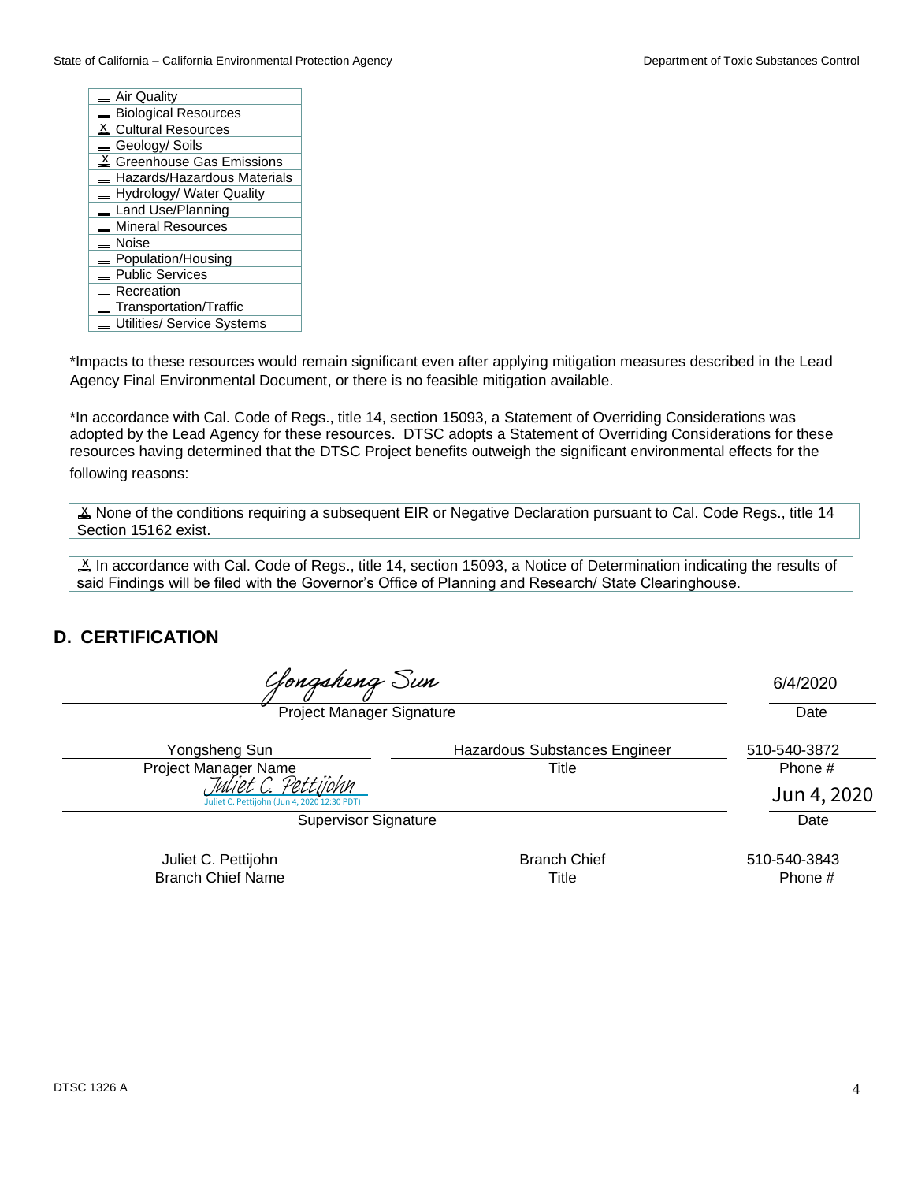| |
|---|
| ___ Air Quality |
| ___ Biological Resources |
| _X_ Cultural Resources |
| ___ Geology/ Soils |
| _X_ Greenhouse Gas Emissions |
| ___ Hazards/Hazardous Materials |
| ___ Hydrology/ Water Quality |
| ___ Land Use/Planning |
| ___ Mineral Resources |
| ___ Noise |
| ___ Population/Housing |
| ___ Public Services |
| ___ Recreation |
| ___ Transportation/Traffic |
| ___ Utilities/ Service Systems |

*Impacts to these resources would remain significant even after applying mitigation measures described in the Lead Agency Final Environmental Document, or there is no feasible mitigation available.

*In accordance with Cal. Code of Regs., title 14, section 15093, a Statement of Overriding Considerations was adopted by the Lead Agency for these resources. DTSC adopts a Statement of Overriding Considerations for these resources having determined that the DTSC Project benefits outweigh the significant environmental effects for the following reasons:

_X_ None of the conditions requiring a subsequent EIR or Negative Declaration pursuant to Cal. Code Regs., title 14 Section 15162 exist.

_X_ In accordance with Cal. Code of Regs., title 14, section 15093, a Notice of Determination indicating the results of said Findings will be filed with the Governor's Office of Planning and Research/ State Clearinghouse.

## D. CERTIFICATION

Yongsheng Sun — 6/4/2020

Project Manager Signature — Date

| | | |
|---|---|---|
| Yongsheng Sun | Hazardous Substances Engineer | 510-540-3872 |
| Project Manager Name | Title | Phone # |

Juliet C. Pettijohn
Juliet C. Pettijohn (Jun 4, 2020 12:30 PDT) — Jun 4, 2020

Supervisor Signature — Date

| | | |
|---|---|---|
| Juliet C. Pettijohn | Branch Chief | 510-540-3843 |
| Branch Chief Name | Title | Phone # |

DTSC 1326 A